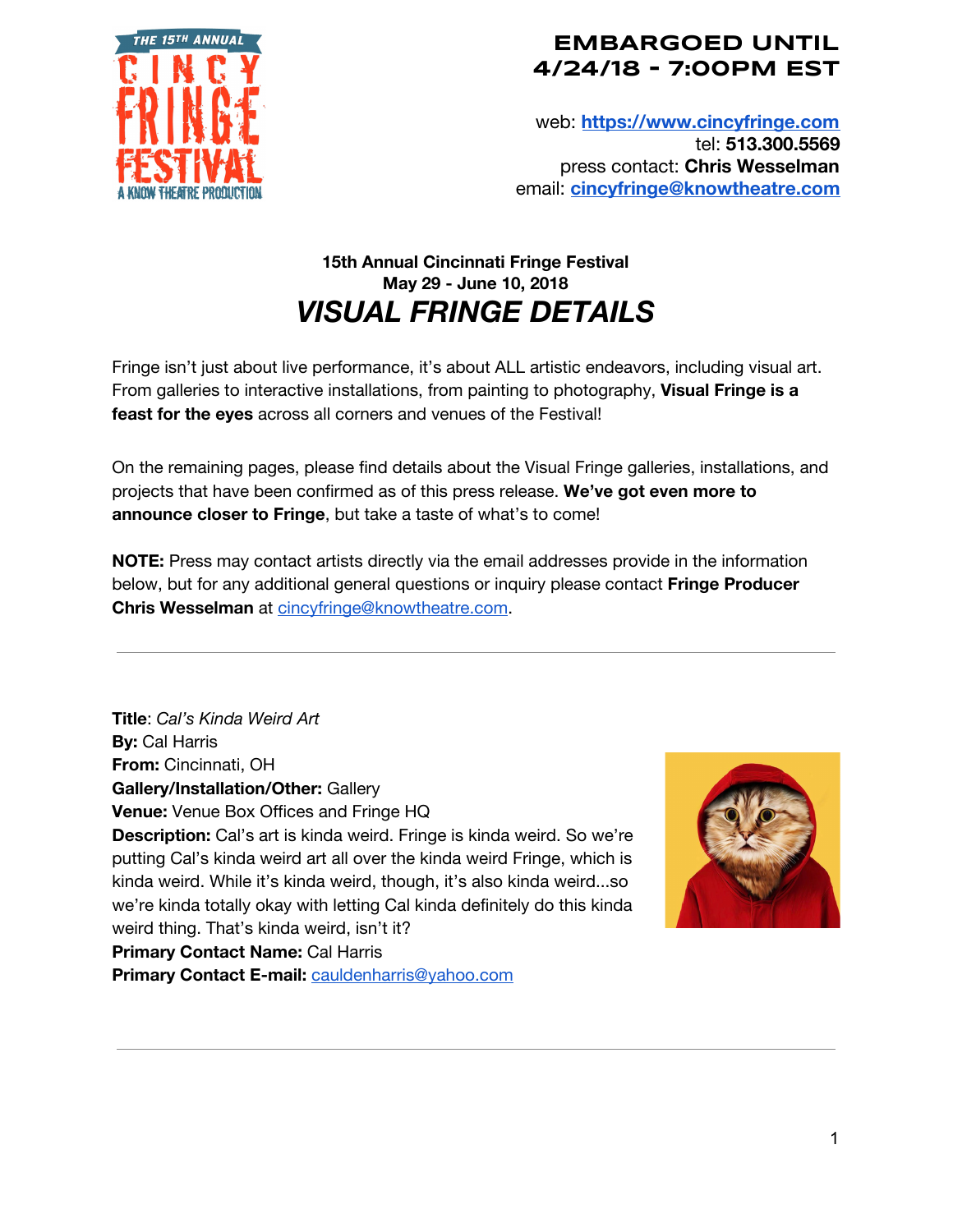**EMBARGOED UNTIL 4/24/18 - 7:00PM EST**

web: **[https://www.cincyfringe.com](https://www.cincyfringe.com)**
tel: **513.300.5569**
press contact: **Chris Wesselman**
email: **[cincyfringe@knowtheatre.com](mailto:cincyfringe@knowtheatre.com)**

**15th Annual Cincinnati Fringe Festival**
**May 29 - June 10, 2018**

# *VISUAL FRINGE DETAILS*

Fringe isn't just about live performance, it's about ALL artistic endeavors, including visual art. From galleries to interactive installations, from painting to photography, **Visual Fringe is a feast for the eyes** across all corners and venues of the Festival!

On the remaining pages, please find details about the Visual Fringe galleries, installations, and projects that have been confirmed as of this press release. **We've got even more to announce closer to Fringe**, but take a taste of what's to come!

**NOTE:** Press may contact artists directly via the email addresses provide in the information below, but for any additional general questions or inquiry please contact **Fringe Producer Chris Wesselman** at [cincyfringe@knowtheatre.com](mailto:cincyfringe@knowtheatre.com).

---

**Title**: *Cal's Kinda Weird Art*
**By:** Cal Harris
**From:** Cincinnati, OH
**Gallery/Installation/Other:** Gallery
**Venue:** Venue Box Offices and Fringe HQ
**Description:** Cal's art is kinda weird. Fringe is kinda weird. So we're putting Cal's kinda weird art all over the kinda weird Fringe, which is kinda weird. While it's kinda weird, though, it's also kinda weird...so we're kinda totally okay with letting Cal kinda definitely do this kinda weird thing. That's kinda weird, isn't it?
**Primary Contact Name:** Cal Harris
**Primary Contact E-mail:** [cauldenharris@yahoo.com](mailto:cauldenharris@yahoo.com)

---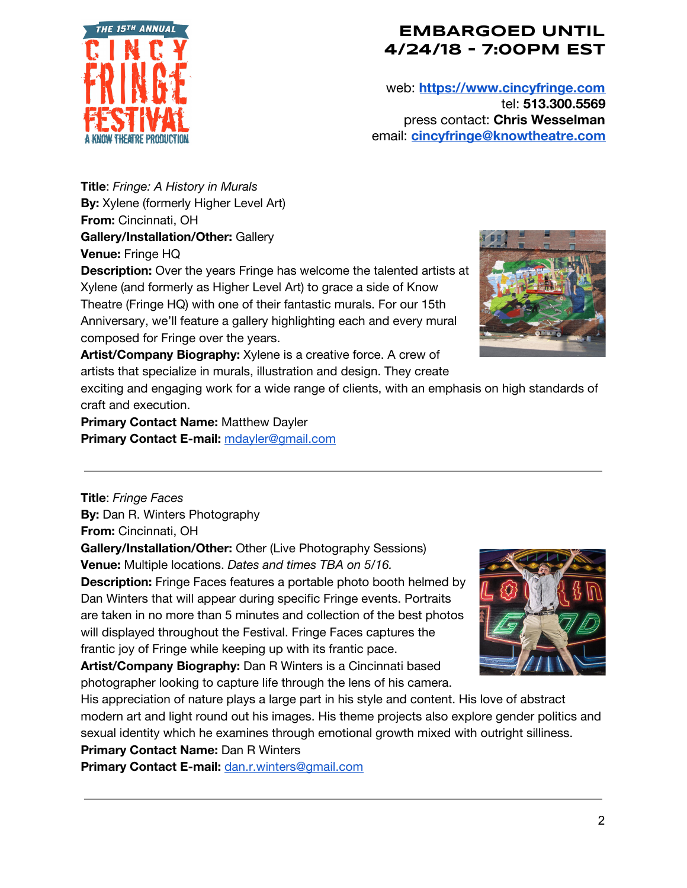**EMBARGOED UNTIL 4/24/18 - 7:00PM EST**

web: **[https://www.cincyfringe.com](https://www.cincyfringe.com)**
tel: **513.300.5569**
press contact: **Chris Wesselman**
email: **[cincyfringe@knowtheatre.com](mailto:cincyfringe@knowtheatre.com)**

**Title**: *Fringe: A History in Murals*
**By:** Xylene (formerly Higher Level Art)
**From:** Cincinnati, OH
**Gallery/Installation/Other:** Gallery
**Venue:** Fringe HQ
**Description:** Over the years Fringe has welcome the talented artists at Xylene (and formerly as Higher Level Art) to grace a side of Know Theatre (Fringe HQ) with one of their fantastic murals. For our 15th Anniversary, we'll feature a gallery highlighting each and every mural composed for Fringe over the years.
**Artist/Company Biography:** Xylene is a creative force. A crew of artists that specialize in murals, illustration and design. They create exciting and engaging work for a wide range of clients, with an emphasis on high standards of craft and execution.
**Primary Contact Name:** Matthew Dayler
**Primary Contact E-mail:** [mdayler@gmail.com](mailto:mdayler@gmail.com)

---

**Title**: *Fringe Faces*
**By:** Dan R. Winters Photography
**From:** Cincinnati, OH
**Gallery/Installation/Other:** Other (Live Photography Sessions)
**Venue:** Multiple locations. *Dates and times TBA on 5/16.*
**Description:** Fringe Faces features a portable photo booth helmed by Dan Winters that will appear during specific Fringe events. Portraits are taken in no more than 5 minutes and collection of the best photos will displayed throughout the Festival. Fringe Faces captures the frantic joy of Fringe while keeping up with its frantic pace.
**Artist/Company Biography:** Dan R Winters is a Cincinnati based photographer looking to capture life through the lens of his camera. His appreciation of nature plays a large part in his style and content. His love of abstract modern art and light round out his images. His theme projects also explore gender politics and sexual identity which he examines through emotional growth mixed with outright silliness.
**Primary Contact Name:** Dan R Winters
**Primary Contact E-mail:** [dan.r.winters@gmail.com](mailto:dan.r.winters@gmail.com)

---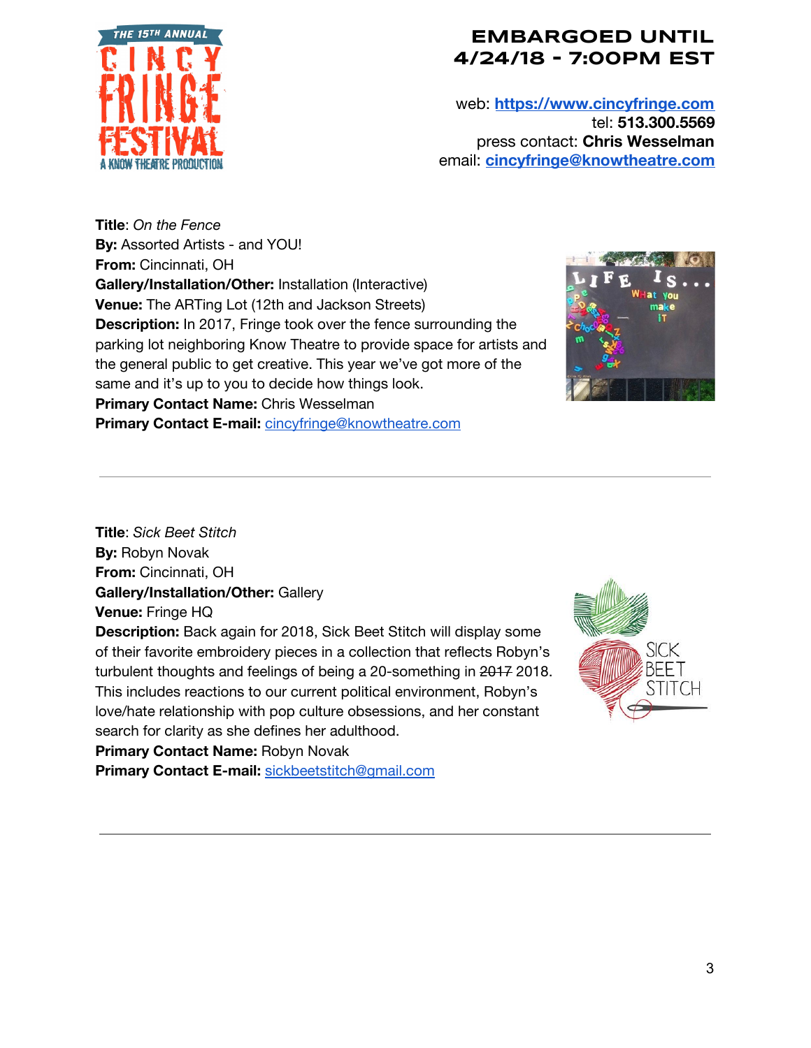**EMBARGOED UNTIL 4/24/18 - 7:00PM EST**

web: **[https://www.cincyfringe.com](https://www.cincyfringe.com)**
tel: **513.300.5569**
press contact: **Chris Wesselman**
email: **[cincyfringe@knowtheatre.com](mailto:cincyfringe@knowtheatre.com)**

**Title**: *On the Fence*
**By:** Assorted Artists - and YOU!
**From:** Cincinnati, OH
**Gallery/Installation/Other:** Installation (Interactive)
**Venue:** The ARTing Lot (12th and Jackson Streets)
**Description:** In 2017, Fringe took over the fence surrounding the parking lot neighboring Know Theatre to provide space for artists and the general public to get creative. This year we've got more of the same and it's up to you to decide how things look.
**Primary Contact Name:** Chris Wesselman
**Primary Contact E-mail:** [cincyfringe@knowtheatre.com](mailto:cincyfringe@knowtheatre.com)

---

**Title**: *Sick Beet Stitch*
**By:** Robyn Novak
**From:** Cincinnati, OH
**Gallery/Installation/Other:** Gallery
**Venue:** Fringe HQ
**Description:** Back again for 2018, Sick Beet Stitch will display some of their favorite embroidery pieces in a collection that reflects Robyn's turbulent thoughts and feelings of being a 20-something in ~~2017~~ 2018. This includes reactions to our current political environment, Robyn's love/hate relationship with pop culture obsessions, and her constant search for clarity as she defines her adulthood.
**Primary Contact Name:** Robyn Novak
**Primary Contact E-mail:** [sickbeetstitch@gmail.com](mailto:sickbeetstitch@gmail.com)

---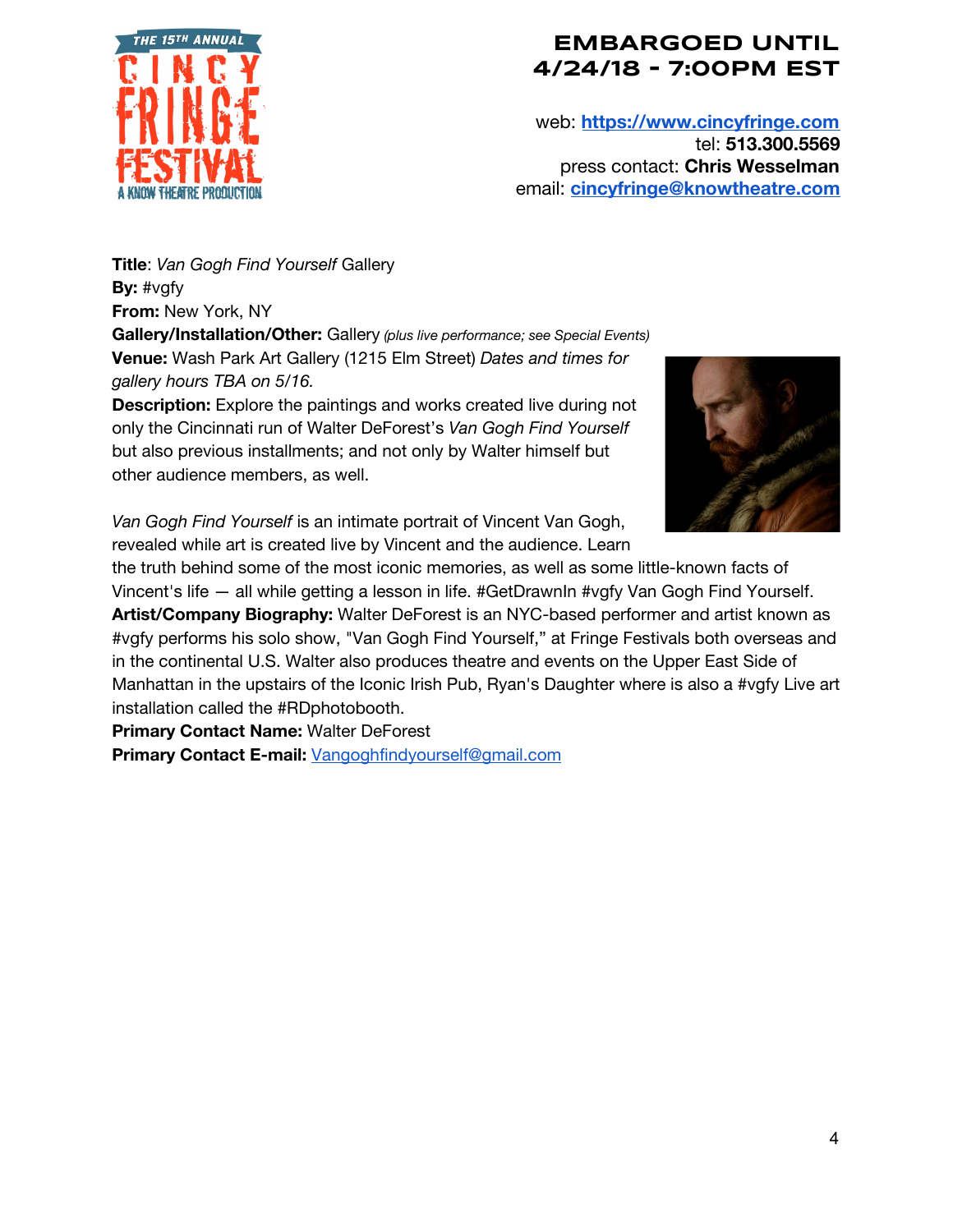**EMBARGOED UNTIL 4/24/18 - 7:00PM EST**

web: **https://www.cincyfringe.com**
tel: **513.300.5569**
press contact: **Chris Wesselman**
email: **cincyfringe@knowtheatre.com**

**Title**: *Van Gogh Find Yourself* Gallery
**By:** #vgfy
**From:** New York, NY
**Gallery/Installation/Other:** Gallery *(plus live performance; see Special Events)*
**Venue:** Wash Park Art Gallery (1215 Elm Street) *Dates and times for gallery hours TBA on 5/16.*
**Description:** Explore the paintings and works created live during not only the Cincinnati run of Walter DeForest's *Van Gogh Find Yourself* but also previous installments; and not only by Walter himself but other audience members, as well.

*Van Gogh Find Yourself* is an intimate portrait of Vincent Van Gogh, revealed while art is created live by Vincent and the audience. Learn the truth behind some of the most iconic memories, as well as some little-known facts of Vincent's life — all while getting a lesson in life. #GetDrawnIn #vgfy Van Gogh Find Yourself.
**Artist/Company Biography:** Walter DeForest is an NYC-based performer and artist known as #vgfy performs his solo show, "Van Gogh Find Yourself," at Fringe Festivals both overseas and in the continental U.S. Walter also produces theatre and events on the Upper East Side of Manhattan in the upstairs of the Iconic Irish Pub, Ryan's Daughter where is also a #vgfy Live art installation called the #RDphotobooth.
**Primary Contact Name:** Walter DeForest
**Primary Contact E-mail:** Vangoghfindyourself@gmail.com